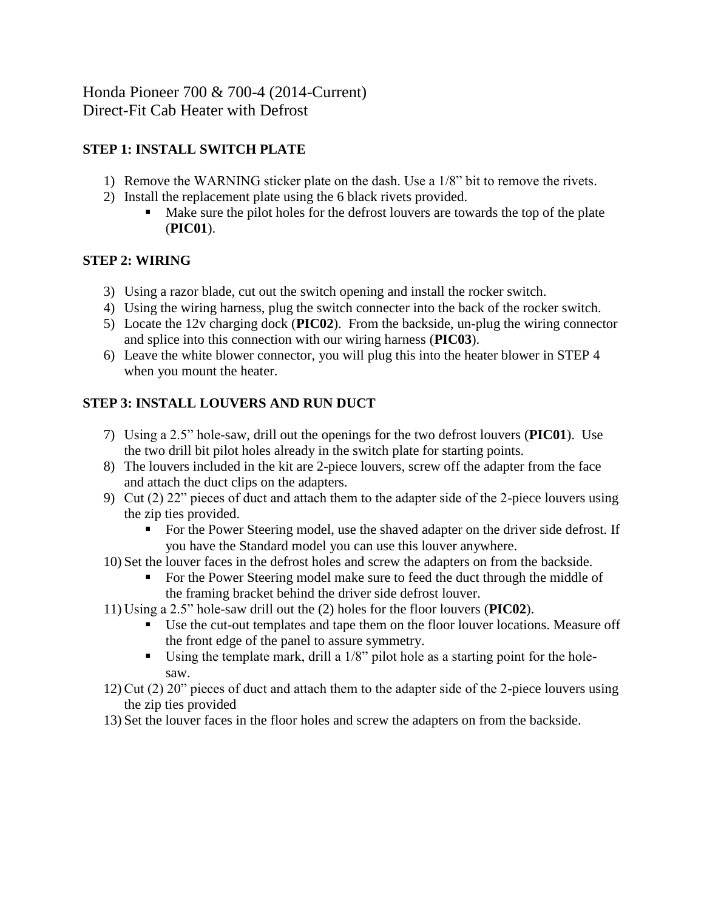# Honda Pioneer 700 & 700-4 (2014-Current)
# Direct-Fit Cab Heater with Defrost

**STEP 1: INSTALL SWITCH PLATE**

1) Remove the WARNING sticker plate on the dash. Use a 1/8" bit to remove the rivets.
2) Install the replacement plate using the 6 black rivets provided.
   - Make sure the pilot holes for the defrost louvers are towards the top of the plate (**PIC01**).

**STEP 2: WIRING**

3) Using a razor blade, cut out the switch opening and install the rocker switch.
4) Using the wiring harness, plug the switch connecter into the back of the rocker switch.
5) Locate the 12v charging dock (**PIC02**). From the backside, un-plug the wiring connector and splice into this connection with our wiring harness (**PIC03**).
6) Leave the white blower connector, you will plug this into the heater blower in STEP 4 when you mount the heater.

**STEP 3: INSTALL LOUVERS AND RUN DUCT**

7) Using a 2.5" hole-saw, drill out the openings for the two defrost louvers (**PIC01**). Use the two drill bit pilot holes already in the switch plate for starting points.
8) The louvers included in the kit are 2-piece louvers, screw off the adapter from the face and attach the duct clips on the adapters.
9) Cut (2) 22" pieces of duct and attach them to the adapter side of the 2-piece louvers using the zip ties provided.
   - For the Power Steering model, use the shaved adapter on the driver side defrost. If you have the Standard model you can use this louver anywhere.
10) Set the louver faces in the defrost holes and screw the adapters on from the backside.
    - For the Power Steering model make sure to feed the duct through the middle of the framing bracket behind the driver side defrost louver.
11) Using a 2.5" hole-saw drill out the (2) holes for the floor louvers (**PIC02**).
    - Use the cut-out templates and tape them on the floor louver locations. Measure off the front edge of the panel to assure symmetry.
    - Using the template mark, drill a 1/8" pilot hole as a starting point for the hole-saw.
12) Cut (2) 20" pieces of duct and attach them to the adapter side of the 2-piece louvers using the zip ties provided
13) Set the louver faces in the floor holes and screw the adapters on from the backside.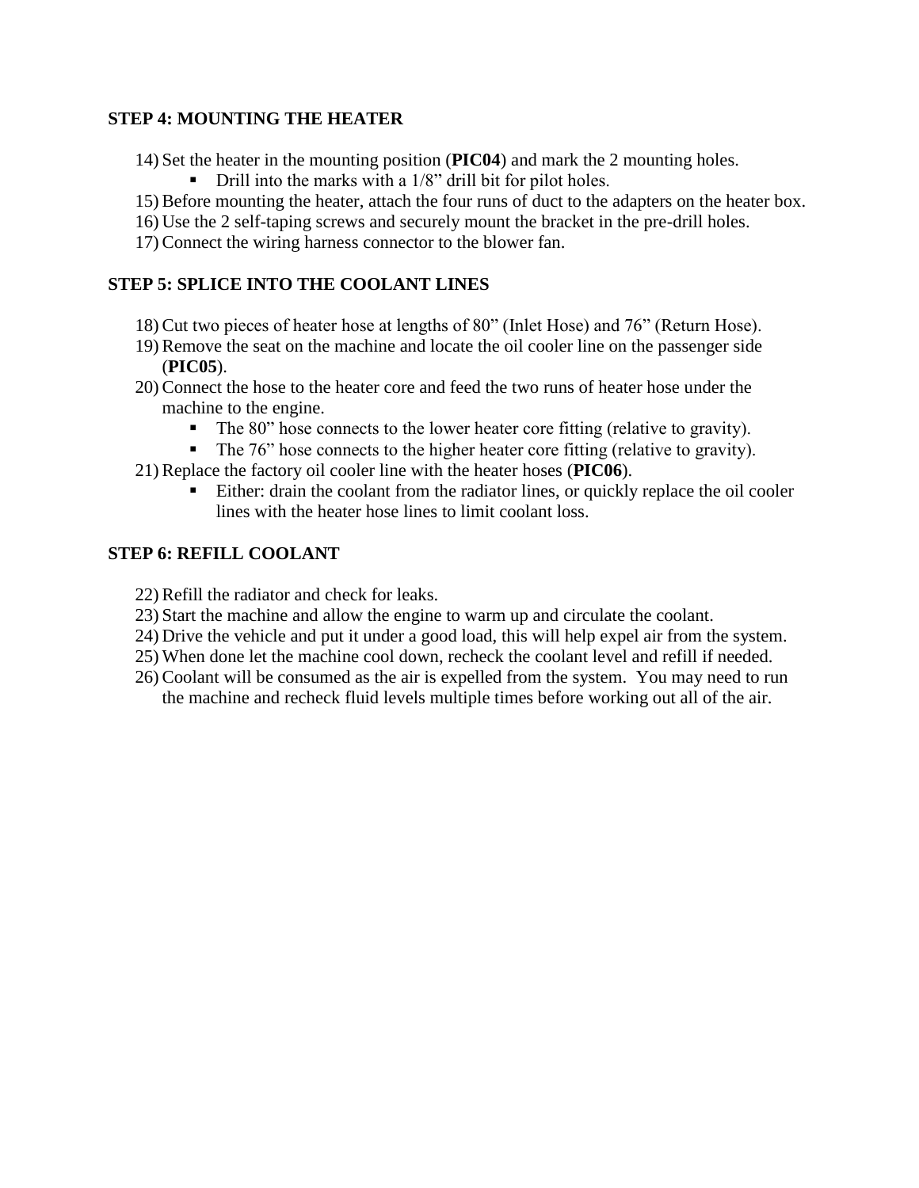**STEP 4: MOUNTING THE HEATER**

14) Set the heater in the mounting position (**PIC04**) and mark the 2 mounting holes.
    - Drill into the marks with a 1/8" drill bit for pilot holes.
15) Before mounting the heater, attach the four runs of duct to the adapters on the heater box.
16) Use the 2 self-taping screws and securely mount the bracket in the pre-drill holes.
17) Connect the wiring harness connector to the blower fan.

**STEP 5: SPLICE INTO THE COOLANT LINES**

18) Cut two pieces of heater hose at lengths of 80" (Inlet Hose) and 76" (Return Hose).
19) Remove the seat on the machine and locate the oil cooler line on the passenger side (**PIC05**).
20) Connect the hose to the heater core and feed the two runs of heater hose under the machine to the engine.
    - The 80" hose connects to the lower heater core fitting (relative to gravity).
    - The 76" hose connects to the higher heater core fitting (relative to gravity).
21) Replace the factory oil cooler line with the heater hoses (**PIC06**).
    - Either: drain the coolant from the radiator lines, or quickly replace the oil cooler lines with the heater hose lines to limit coolant loss.

**STEP 6: REFILL COOLANT**

22) Refill the radiator and check for leaks.
23) Start the machine and allow the engine to warm up and circulate the coolant.
24) Drive the vehicle and put it under a good load, this will help expel air from the system.
25) When done let the machine cool down, recheck the coolant level and refill if needed.
26) Coolant will be consumed as the air is expelled from the system. You may need to run the machine and recheck fluid levels multiple times before working out all of the air.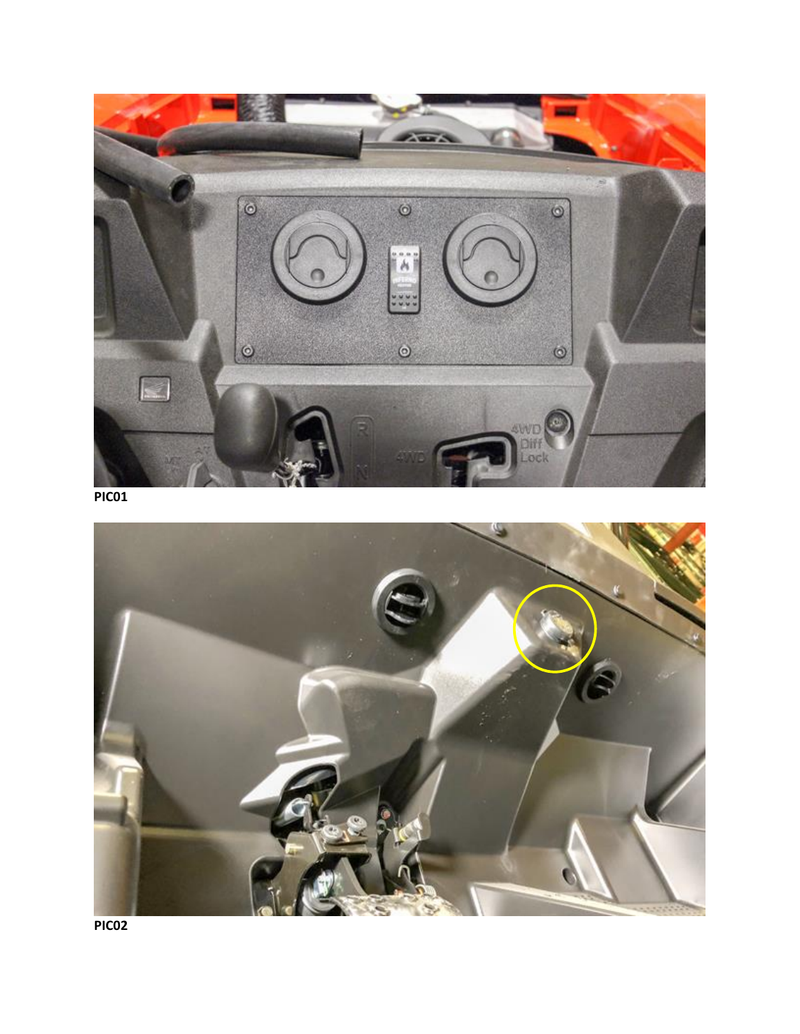PIC01

PIC02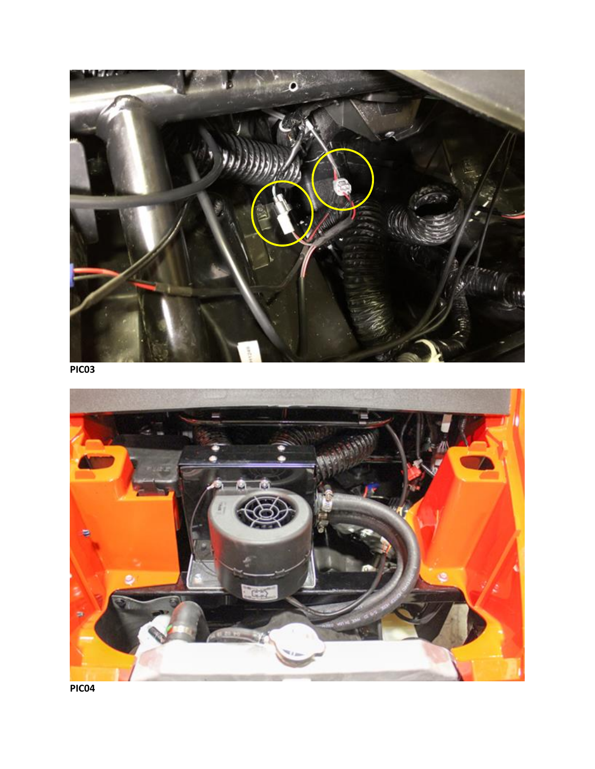**PIC03**

**PIC04**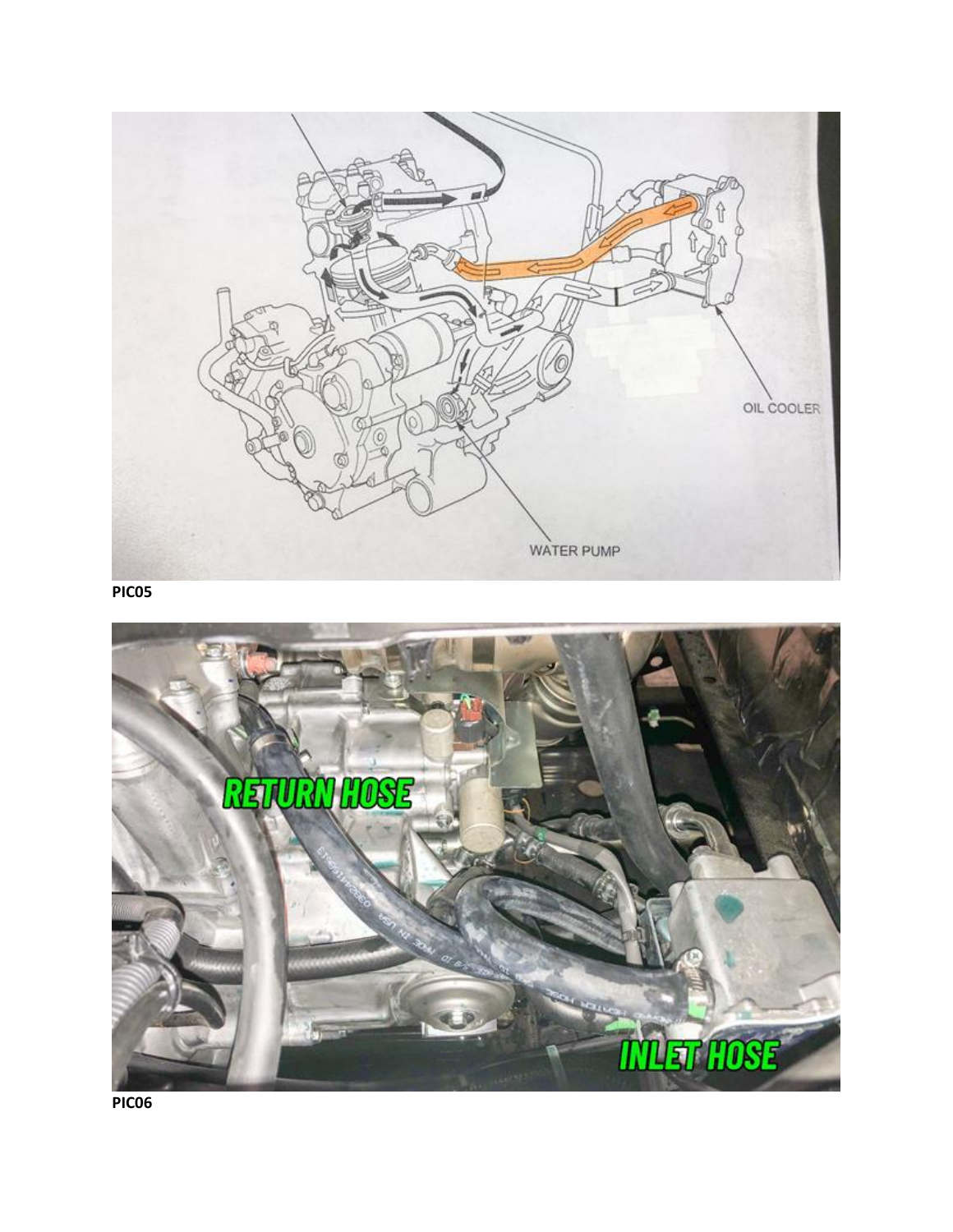PIC05

PIC06